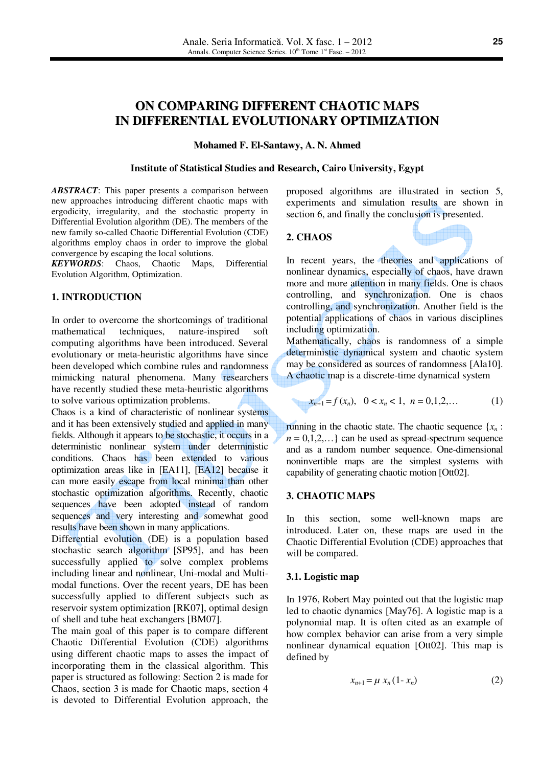# ON COMPARING DIFFERENT CHAOTIC MAPS IN DIFFERENTIAL EVOLUTIONARY OPTIMIZATION

**Mohamed F. El-Santawy, A. N. Ahmed**

**Institute of Statistical Studies and Research, Cairo University, Egypt**

***ABSTRACT***: This paper presents a comparison between new approaches introducing different chaotic maps with ergodicity, irregularity, and the stochastic property in Differential Evolution algorithm (DE). The members of the new family so-called Chaotic Differential Evolution (CDE) algorithms employ chaos in order to improve the global convergence by escaping the local solutions.

***KEYWORDS***: Chaos, Chaotic Maps, Differential Evolution Algorithm, Optimization.

## 1. INTRODUCTION

In order to overcome the shortcomings of traditional mathematical techniques, nature-inspired soft computing algorithms have been introduced. Several evolutionary or meta-heuristic algorithms have since been developed which combine rules and randomness mimicking natural phenomena. Many researchers have recently studied these meta-heuristic algorithms to solve various optimization problems.

Chaos is a kind of characteristic of nonlinear systems and it has been extensively studied and applied in many fields. Although it appears to be stochastic, it occurs in a deterministic nonlinear system under deterministic conditions. Chaos has been extended to various optimization areas like in [EA11], [EA12] because it can more easily escape from local minima than other stochastic optimization algorithms. Recently, chaotic sequences have been adopted instead of random sequences and very interesting and somewhat good results have been shown in many applications.

Differential evolution (DE) is a population based stochastic search algorithm [SP95], and has been successfully applied to solve complex problems including linear and nonlinear, Uni-modal and Multi-modal functions. Over the recent years, DE has been successfully applied to different subjects such as reservoir system optimization [RK07], optimal design of shell and tube heat exchangers [BM07].

The main goal of this paper is to compare different Chaotic Differential Evolution (CDE) algorithms using different chaotic maps to asses the impact of incorporating them in the classical algorithm. This paper is structured as following: Section 2 is made for Chaos, section 3 is made for Chaotic maps, section 4 is devoted to Differential Evolution approach, the proposed algorithms are illustrated in section 5, experiments and simulation results are shown in section 6, and finally the conclusion is presented.

## 2. CHAOS

In recent years, the theories and applications of nonlinear dynamics, especially of chaos, have drawn more and more attention in many fields. One is chaos controlling, and synchronization. One is chaos controlling, and synchronization. Another field is the potential applications of chaos in various disciplines including optimization.

Mathematically, chaos is randomness of a simple deterministic dynamical system and chaotic system may be considered as sources of randomness [Ala10]. A chaotic map is a discrete-time dynamical system

$$x_{n+1} = f(x_n), \quad 0 < x_n < 1, \; n = 0,1,2,\ldots \tag{1}$$

running in the chaotic state. The chaotic sequence $\{x_n : n = 0,1,2,\ldots\}$ can be used as spread-spectrum sequence and as a random number sequence. One-dimensional noninvertible maps are the simplest systems with capability of generating chaotic motion [Ott02].

## 3. CHAOTIC MAPS

In this section, some well-known maps are introduced. Later on, these maps are used in the Chaotic Differential Evolution (CDE) approaches that will be compared.

### 3.1. Logistic map

In 1976, Robert May pointed out that the logistic map led to chaotic dynamics [May76]. A logistic map is a polynomial map. It is often cited as an example of how complex behavior can arise from a very simple nonlinear dynamical equation [Ott02]. This map is defined by

$$x_{n+1} = \mu \, x_n (1 - x_n) \tag{2}$$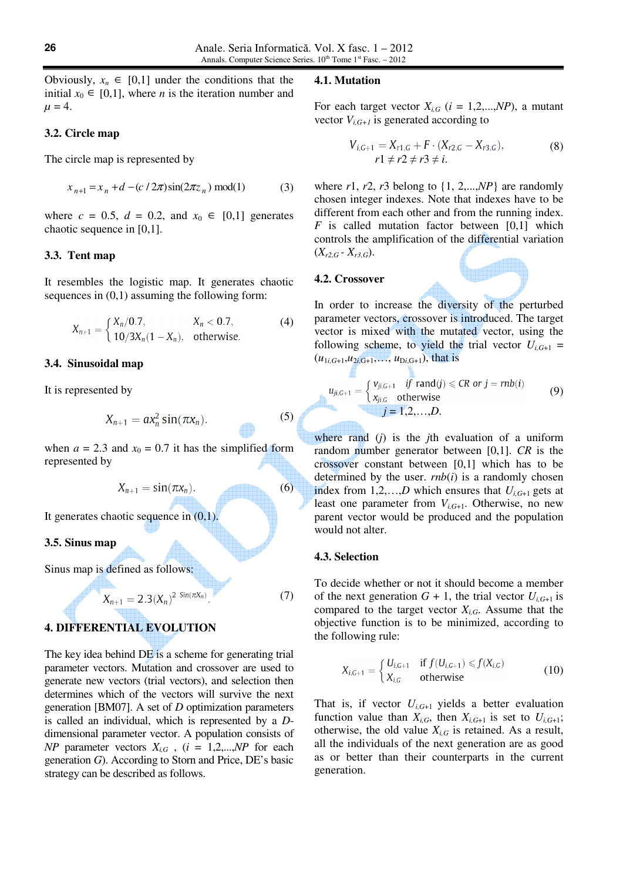Obviously, $x_n \in [0,1]$ under the conditions that the initial $x_0 \in [0,1]$, where $n$ is the iteration number and $\mu = 4$.

### 3.2. Circle map

The circle map is represented by

$$x_{n+1} = x_n + d - (c/2\pi)\sin(2\pi z_n) \bmod(1) \quad (3)$$

where $c = 0.5$, $d = 0.2$, and $x_0 \in [0,1]$ generates chaotic sequence in [0,1].

### 3.3. Tent map

It resembles the logistic map. It generates chaotic sequences in (0,1) assuming the following form:

$$X_{n+1} = \begin{cases} X_n/0.7, & X_n < 0.7, \\ 10/3X_n(1-X_n), & \text{otherwise.} \end{cases} \quad (4)$$

### 3.4. Sinusoidal map

It is represented by

$$X_{n+1} = aX_n^2 \sin(\pi x_n). \quad (5)$$

when $a = 2.3$ and $x_0 = 0.7$ it has the simplified form represented by

$$X_{n+1} = \sin(\pi x_n). \quad (6)$$

It generates chaotic sequence in (0,1).

### 3.5. Sinus map

Sinus map is defined as follows:

$$X_{n+1} = 2.3(X_n)^{2\ \sin(\pi X_n)}. \quad (7)$$

## 4. DIFFERENTIAL EVOLUTION

The key idea behind DE is a scheme for generating trial parameter vectors. Mutation and crossover are used to generate new vectors (trial vectors), and selection then determines which of the vectors will survive the next generation [BM07]. A set of $D$ optimization parameters is called an individual, which is represented by a $D$-dimensional parameter vector. A population consists of $NP$ parameter vectors $X_{i,G}$ , ($i = 1,2,...,NP$ for each generation $G$). According to Storn and Price, DE's basic strategy can be described as follows.

### 4.1. Mutation

For each target vector $X_{i,G}$ ($i = 1,2,...,NP$), a mutant vector $V_{i,G+1}$ is generated according to

$$V_{i,G+1} = X_{r1,G} + F \cdot (X_{r2,G} - X_{r3,G}), \quad (8)$$
$$r1 \neq r2 \neq r3 \neq i.$$

where $r1$, $r2$, $r3$ belong to {1, 2,...,$NP$} are randomly chosen integer indexes. Note that indexes have to be different from each other and from the running index. $F$ is called mutation factor between [0,1] which controls the amplification of the differential variation ($X_{r2,G} - X_{r3,G}$).

### 4.2. Crossover

In order to increase the diversity of the perturbed parameter vectors, crossover is introduced. The target vector is mixed with the mutated vector, using the following scheme, to yield the trial vector $U_{i,G+1} = (u_{1i,G+1}, u_{2i,G+1}, \ldots, u_{Di,G+1})$, that is

$$u_{ji,G+1} = \begin{cases} v_{ji,G+1} & \text{if } \operatorname{rand}(j) \leq CR \text{ or } j = rnb(i) \\ x_{ji,G} & \text{otherwise} \end{cases} \quad (9)$$
$$j = 1,2,\ldots,D.$$

where rand ($j$) is the $j$th evaluation of a uniform random number generator between [0,1]. $CR$ is the crossover constant between [0,1] which has to be determined by the user. $rnb(i)$ is a randomly chosen index from $1,2,\ldots,D$ which ensures that $U_{i,G+1}$ gets at least one parameter from $V_{i,G+1}$. Otherwise, no new parent vector would be produced and the population would not alter.

### 4.3. Selection

To decide whether or not it should become a member of the next generation $G + 1$, the trial vector $U_{i,G+1}$ is compared to the target vector $X_{i,G}$. Assume that the objective function is to be minimized, according to the following rule:

$$X_{i,G+1} = \begin{cases} U_{i,G+1} & \text{if } f(U_{i,G+1}) \leq f(X_{i,G}) \\ X_{i,G} & \text{otherwise} \end{cases} \quad (10)$$

That is, if vector $U_{i,G+1}$ yields a better evaluation function value than $X_{i,G}$, then $X_{i,G+1}$ is set to $U_{i,G+1}$; otherwise, the old value $X_{i,G}$ is retained. As a result, all the individuals of the next generation are as good as or better than their counterparts in the current generation.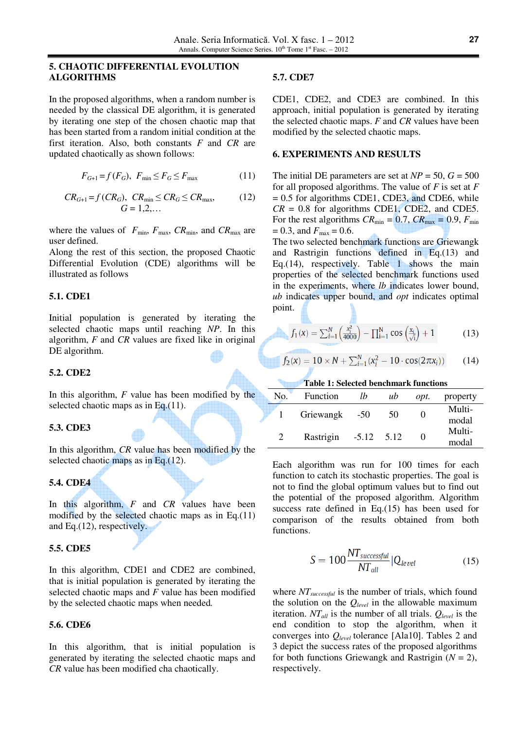## 5. CHAOTIC DIFFERENTIAL EVOLUTION ALGORITHMS

In the proposed algorithms, when a random number is needed by the classical DE algorithm, it is generated by iterating one step of the chosen chaotic map that has been started from a random initial condition at the first iteration. Also, both constants $F$ and $CR$ are updated chaotically as shown follows:

$$F_{G+1} = f(F_G), \quad F_{\min} \leq F_G \leq F_{\max} \tag{11}$$

$$CR_{G+1} = f(CR_G), \quad CR_{\min} \leq CR_G \leq CR_{\max}, \quad G = 1,2,\ldots \tag{12}$$

where the values of $F_{\min}$, $F_{\max}$, $CR_{\min}$, and $CR_{\max}$ are user defined.

Along the rest of this section, the proposed Chaotic Differential Evolution (CDE) algorithms will be illustrated as follows

### 5.1. CDE1

Initial population is generated by iterating the selected chaotic maps until reaching $NP$. In this algorithm, $F$ and $CR$ values are fixed like in original DE algorithm.

### 5.2. CDE2

In this algorithm, $F$ value has been modified by the selected chaotic maps as in Eq.(11).

### 5.3. CDE3

In this algorithm, $CR$ value has been modified by the selected chaotic maps as in Eq.(12).

### 5.4. CDE4

In this algorithm, $F$ and $CR$ values have been modified by the selected chaotic maps as in Eq.(11) and Eq.(12), respectively.

### 5.5. CDE5

In this algorithm, CDE1 and CDE2 are combined, that is initial population is generated by iterating the selected chaotic maps and $F$ value has been modified by the selected chaotic maps when needed.

### 5.6. CDE6

In this algorithm, that is initial population is generated by iterating the selected chaotic maps and $CR$ value has been modified cha chaotically.

### 5.7. CDE7

CDE1, CDE2, and CDE3 are combined. In this approach, initial population is generated by iterating the selected chaotic maps. $F$ and $CR$ values have been modified by the selected chaotic maps.

## 6. EXPERIMENTS AND RESULTS

The initial DE parameters are set at $NP = 50$, $G = 500$ for all proposed algorithms. The value of $F$ is set at $F = 0.5$ for algorithms CDE1, CDE3, and CDE6, while $CR = 0.8$ for algorithms CDE1, CDE2, and CDE5. For the rest algorithms $CR_{\min} = 0.7$, $CR_{\max} = 0.9$, $F_{\min} = 0.3$, and $F_{\max} = 0.6$.

The two selected benchmark functions are Griewangk and Rastrigin functions defined in Eq.(13) and Eq.(14), respectively. Table 1 shows the main properties of the selected benchmark functions used in the experiments, where *lb* indicates lower bound, *ub* indicates upper bound, and *opt* indicates optimal point.

$$f_1(x) = \sum_{i=1}^{N}\left(\frac{x_i^2}{4000}\right) - \prod_{i=1}^{N}\cos\left(\frac{x_i}{\sqrt{i}}\right) + 1 \tag{13}$$

$$f_2(x) = 10 \times N + \sum_{i=1}^{N}(x_i^2 - 10 \cdot \cos(2\pi x_i)) \tag{14}$$

**Table 1: Selected benchmark functions**

| No. | Function | *lb* | *ub* | *opt.* | property |
|---|---|---|---|---|---|
| 1 | Griewangk | -50 | 50 | 0 | Multi-modal |
| 2 | Rastrigin | -5.12 | 5.12 | 0 | Multi-modal |

Each algorithm was run for 100 times for each function to catch its stochastic properties. The goal is not to find the global optimum values but to find out the potential of the proposed algorithm. Algorithm success rate defined in Eq.(15) has been used for comparison of the results obtained from both functions.

$$S = 100\frac{NT_{successful}}{NT_{all}}|Q_{level} \tag{15}$$

where $NT_{successful}$ is the number of trials, which found the solution on the $Q_{level}$ in the allowable maximum iteration. $NT_{all}$ is the number of all trials. $Q_{level}$ is the end condition to stop the algorithm, when it converges into $Q_{level}$ tolerance [Ala10]. Tables 2 and 3 depict the success rates of the proposed algorithms for both functions Griewangk and Rastrigin ($N = 2$), respectively.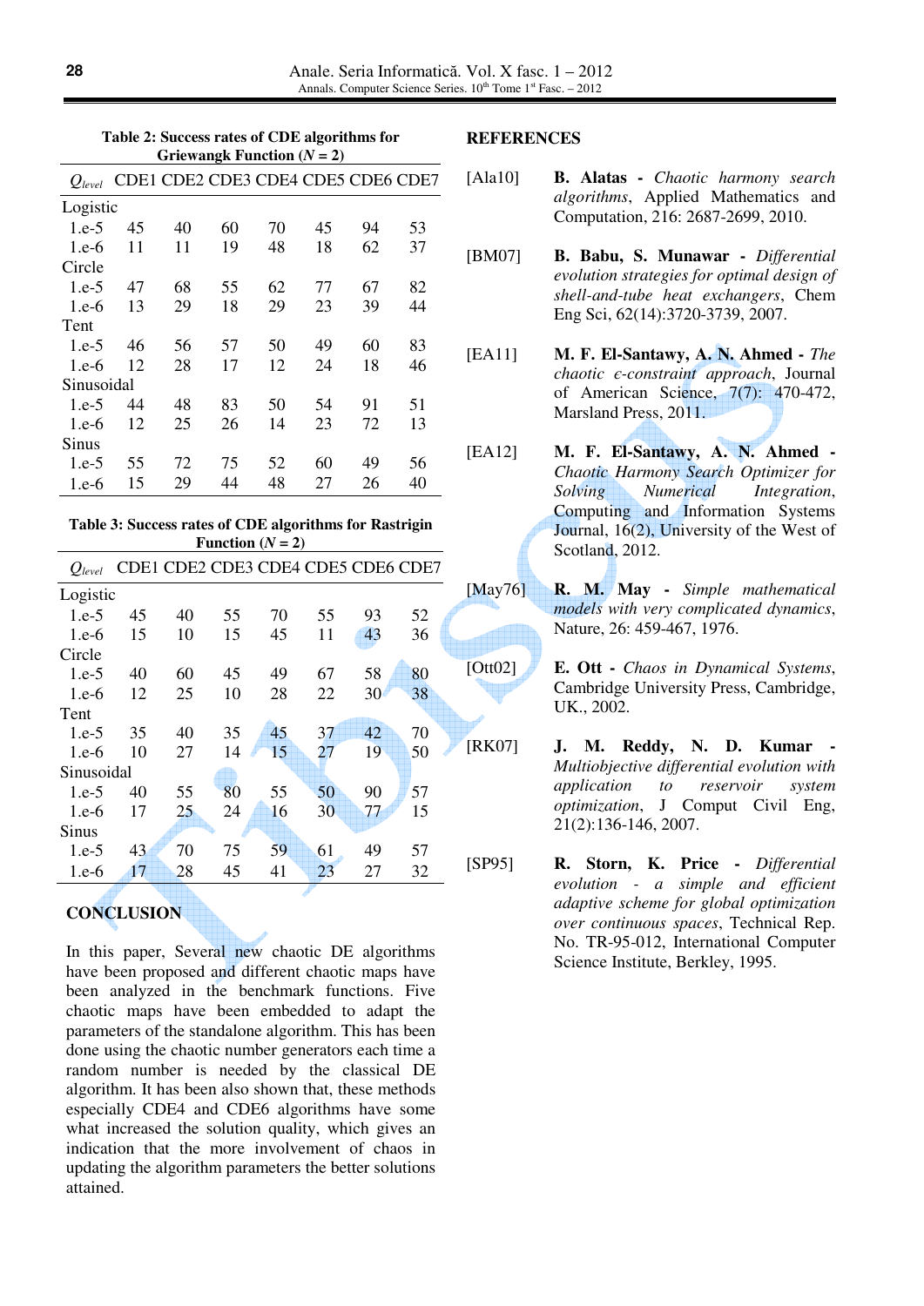**Table 2: Success rates of CDE algorithms for Griewangk Function ($N = 2$)**

| $Q_{level}$ | CDE1 | CDE2 | CDE3 | CDE4 | CDE5 | CDE6 | CDE7 |
|---|---|---|---|---|---|---|---|
| Logistic | | | | | | | |
| 1.e-5 | 45 | 40 | 60 | 70 | 45 | 94 | 53 |
| 1.e-6 | 11 | 11 | 19 | 48 | 18 | 62 | 37 |
| Circle | | | | | | | |
| 1.e-5 | 47 | 68 | 55 | 62 | 77 | 67 | 82 |
| 1.e-6 | 13 | 29 | 18 | 29 | 23 | 39 | 44 |
| Tent | | | | | | | |
| 1.e-5 | 46 | 56 | 57 | 50 | 49 | 60 | 83 |
| 1.e-6 | 12 | 28 | 17 | 12 | 24 | 18 | 46 |
| Sinusoidal | | | | | | | |
| 1.e-5 | 44 | 48 | 83 | 50 | 54 | 91 | 51 |
| 1.e-6 | 12 | 25 | 26 | 14 | 23 | 72 | 13 |
| Sinus | | | | | | | |
| 1.e-5 | 55 | 72 | 75 | 52 | 60 | 49 | 56 |
| 1.e-6 | 15 | 29 | 44 | 48 | 27 | 26 | 40 |

**Table 3: Success rates of CDE algorithms for Rastrigin Function ($N = 2$)**

| $Q_{level}$ | CDE1 | CDE2 | CDE3 | CDE4 | CDE5 | CDE6 | CDE7 |
|---|---|---|---|---|---|---|---|
| Logistic | | | | | | | |
| 1.e-5 | 45 | 40 | 55 | 70 | 55 | 93 | 52 |
| 1.e-6 | 15 | 10 | 15 | 45 | 11 | 43 | 36 |
| Circle | | | | | | | |
| 1.e-5 | 40 | 60 | 45 | 49 | 67 | 58 | 80 |
| 1.e-6 | 12 | 25 | 10 | 28 | 22 | 30 | 38 |
| Tent | | | | | | | |
| 1.e-5 | 35 | 40 | 35 | 45 | 37 | 42 | 70 |
| 1.e-6 | 10 | 27 | 14 | 15 | 27 | 19 | 50 |
| Sinusoidal | | | | | | | |
| 1.e-5 | 40 | 55 | 80 | 55 | 50 | 90 | 57 |
| 1.e-6 | 17 | 25 | 24 | 16 | 30 | 77 | 15 |
| Sinus | | | | | | | |
| 1.e-5 | 43 | 70 | 75 | 59 | 61 | 49 | 57 |
| 1.e-6 | 17 | 28 | 45 | 41 | 23 | 27 | 32 |

## CONCLUSION

In this paper, Several new chaotic DE algorithms have been proposed and different chaotic maps have been analyzed in the benchmark functions. Five chaotic maps have been embedded to adapt the parameters of the standalone algorithm. This has been done using the chaotic number generators each time a random number is needed by the classical DE algorithm. It has been also shown that, these methods especially CDE4 and CDE6 algorithms have some what increased the solution quality, which gives an indication that the more involvement of chaos in updating the algorithm parameters the better solutions attained.

## REFERENCES

[Ala10] **B. Alatas** - *Chaotic harmony search algorithms*, Applied Mathematics and Computation, 216: 2687-2699, 2010.

[BM07] **B. Babu, S. Munawar** - *Differential evolution strategies for optimal design of shell-and-tube heat exchangers*, Chem Eng Sci, 62(14):3720-3739, 2007.

[EA11] **M. F. El-Santawy, A. N. Ahmed** - *The chaotic є-constraint approach*, Journal of American Science, 7(7): 470-472, Marsland Press, 2011.

[EA12] **M. F. El-Santawy, A. N. Ahmed** - *Chaotic Harmony Search Optimizer for Solving Numerical Integration*, Computing and Information Systems Journal, 16(2), University of the West of Scotland, 2012.

[May76] **R. M. May** - *Simple mathematical models with very complicated dynamics*, Nature, 26: 459-467, 1976.

[Ott02] **E. Ott** - *Chaos in Dynamical Systems*, Cambridge University Press, Cambridge, UK., 2002.

[RK07] **J. M. Reddy, N. D. Kumar** - *Multiobjective differential evolution with application to reservoir system optimization*, J Comput Civil Eng, 21(2):136-146, 2007.

[SP95] **R. Storn, K. Price** - *Differential evolution - a simple and efficient adaptive scheme for global optimization over continuous spaces*, Technical Rep. No. TR-95-012, International Computer Science Institute, Berkley, 1995.